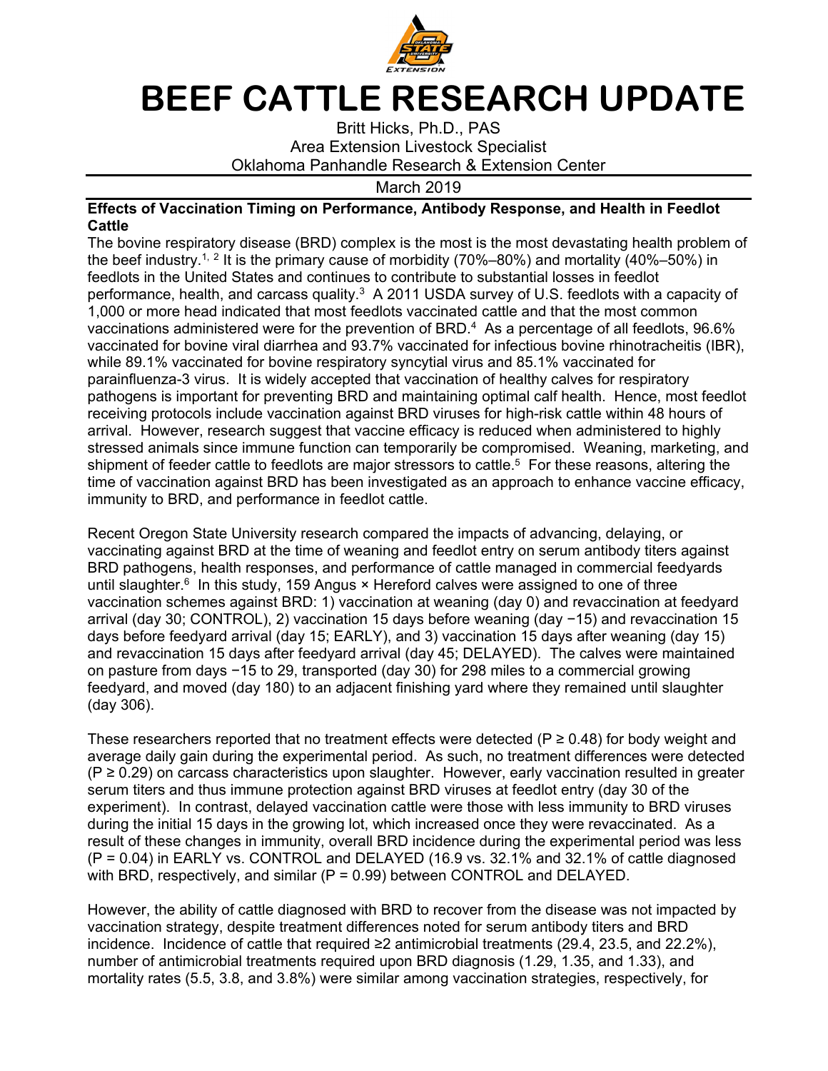# BEEF CATTLE RESEARCH UPDATE

Britt Hicks, Ph.D., PAS
Area Extension Livestock Specialist
Oklahoma Panhandle Research & Extension Center

March 2019

**Effects of Vaccination Timing on Performance, Antibody Response, and Health in Feedlot Cattle**

The bovine respiratory disease (BRD) complex is the most is the most devastating health problem of the beef industry.[1, 2] It is the primary cause of morbidity (70%–80%) and mortality (40%–50%) in feedlots in the United States and continues to contribute to substantial losses in feedlot performance, health, and carcass quality.[3] A 2011 USDA survey of U.S. feedlots with a capacity of 1,000 or more head indicated that most feedlots vaccinated cattle and that the most common vaccinations administered were for the prevention of BRD.[4] As a percentage of all feedlots, 96.6% vaccinated for bovine viral diarrhea and 93.7% vaccinated for infectious bovine rhinotracheitis (IBR), while 89.1% vaccinated for bovine respiratory syncytial virus and 85.1% vaccinated for parainfluenza-3 virus. It is widely accepted that vaccination of healthy calves for respiratory pathogens is important for preventing BRD and maintaining optimal calf health. Hence, most feedlot receiving protocols include vaccination against BRD viruses for high-risk cattle within 48 hours of arrival. However, research suggest that vaccine efficacy is reduced when administered to highly stressed animals since immune function can temporarily be compromised. Weaning, marketing, and shipment of feeder cattle to feedlots are major stressors to cattle.[5] For these reasons, altering the time of vaccination against BRD has been investigated as an approach to enhance vaccine efficacy, immunity to BRD, and performance in feedlot cattle.

Recent Oregon State University research compared the impacts of advancing, delaying, or vaccinating against BRD at the time of weaning and feedlot entry on serum antibody titers against BRD pathogens, health responses, and performance of cattle managed in commercial feedyards until slaughter.[6] In this study, 159 Angus × Hereford calves were assigned to one of three vaccination schemes against BRD: 1) vaccination at weaning (day 0) and revaccination at feedyard arrival (day 30; CONTROL), 2) vaccination 15 days before weaning (day −15) and revaccination 15 days before feedyard arrival (day 15; EARLY), and 3) vaccination 15 days after weaning (day 15) and revaccination 15 days after feedyard arrival (day 45; DELAYED). The calves were maintained on pasture from days −15 to 29, transported (day 30) for 298 miles to a commercial growing feedyard, and moved (day 180) to an adjacent finishing yard where they remained until slaughter (day 306).

These researchers reported that no treatment effects were detected ($P \geq 0.48$) for body weight and average daily gain during the experimental period. As such, no treatment differences were detected ($P \geq 0.29$) on carcass characteristics upon slaughter. However, early vaccination resulted in greater serum titers and thus immune protection against BRD viruses at feedlot entry (day 30 of the experiment). In contrast, delayed vaccination cattle were those with less immunity to BRD viruses during the initial 15 days in the growing lot, which increased once they were revaccinated. As a result of these changes in immunity, overall BRD incidence during the experimental period was less ($P = 0.04$) in EARLY vs. CONTROL and DELAYED (16.9 vs. 32.1% and 32.1% of cattle diagnosed with BRD, respectively, and similar ($P = 0.99$) between CONTROL and DELAYED.

However, the ability of cattle diagnosed with BRD to recover from the disease was not impacted by vaccination strategy, despite treatment differences noted for serum antibody titers and BRD incidence. Incidence of cattle that required ≥2 antimicrobial treatments (29.4, 23.5, and 22.2%), number of antimicrobial treatments required upon BRD diagnosis (1.29, 1.35, and 1.33), and mortality rates (5.5, 3.8, and 3.8%) were similar among vaccination strategies, respectively, for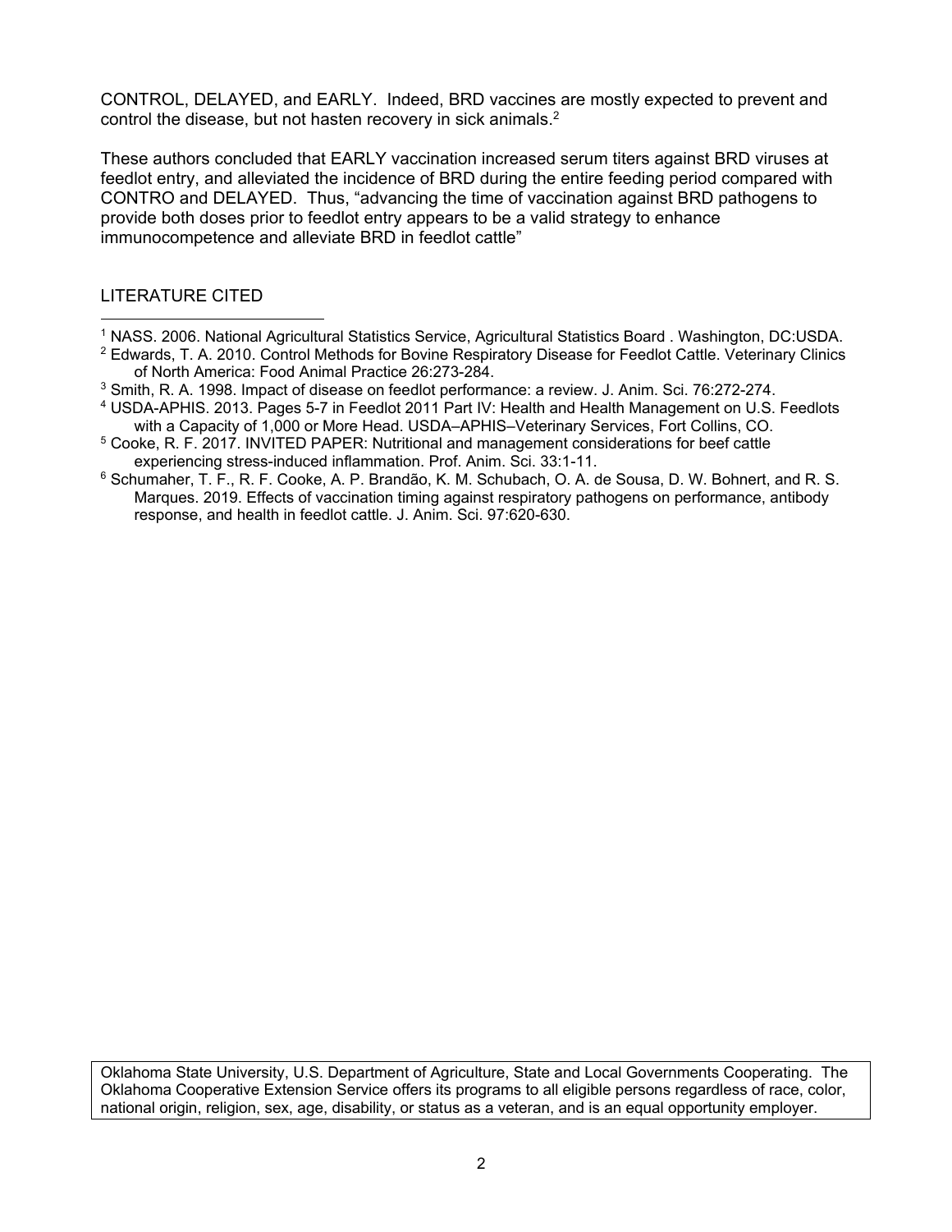CONTROL, DELAYED, and EARLY. Indeed, BRD vaccines are mostly expected to prevent and control the disease, but not hasten recovery in sick animals.[2]

These authors concluded that EARLY vaccination increased serum titers against BRD viruses at feedlot entry, and alleviated the incidence of BRD during the entire feeding period compared with CONTRO and DELAYED. Thus, "advancing the time of vaccination against BRD pathogens to provide both doses prior to feedlot entry appears to be a valid strategy to enhance immunocompetence and alleviate BRD in feedlot cattle"

LITERATURE CITED

[1] NASS. 2006. National Agricultural Statistics Service, Agricultural Statistics Board . Washington, DC:USDA.

[2] Edwards, T. A. 2010. Control Methods for Bovine Respiratory Disease for Feedlot Cattle. Veterinary Clinics of North America: Food Animal Practice 26:273-284.

[3] Smith, R. A. 1998. Impact of disease on feedlot performance: a review. J. Anim. Sci. 76:272-274.

[4] USDA-APHIS. 2013. Pages 5-7 in Feedlot 2011 Part IV: Health and Health Management on U.S. Feedlots with a Capacity of 1,000 or More Head. USDA–APHIS–Veterinary Services, Fort Collins, CO.

[5] Cooke, R. F. 2017. INVITED PAPER: Nutritional and management considerations for beef cattle experiencing stress-induced inflammation. Prof. Anim. Sci. 33:1-11.

[6] Schumaher, T. F., R. F. Cooke, A. P. Brandão, K. M. Schubach, O. A. de Sousa, D. W. Bohnert, and R. S. Marques. 2019. Effects of vaccination timing against respiratory pathogens on performance, antibody response, and health in feedlot cattle. J. Anim. Sci. 97:620-630.

Oklahoma State University, U.S. Department of Agriculture, State and Local Governments Cooperating. The Oklahoma Cooperative Extension Service offers its programs to all eligible persons regardless of race, color, national origin, religion, sex, age, disability, or status as a veteran, and is an equal opportunity employer.